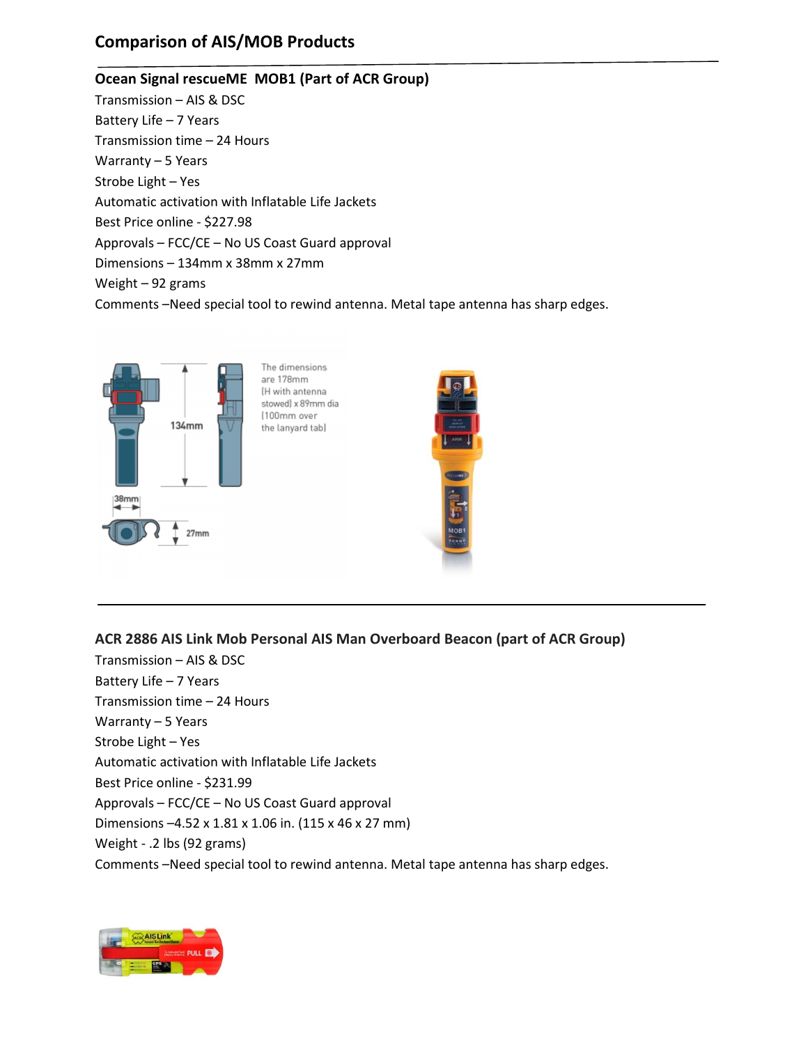## Comparison of AIS/MOB Products

### Ocean Signal rescueME MOB1 (Part of ACR Group)

Transmission – AIS & DSC
Battery Life – 7 Years
Transmission time – 24 Hours
Warranty – 5 Years
Strobe Light – Yes
Automatic activation with Inflatable Life Jackets
Best Price online - $227.98
Approvals – FCC/CE – No US Coast Guard approval
Dimensions – 134mm x 38mm x 27mm
Weight – 92 grams
Comments –Need special tool to rewind antenna. Metal tape antenna has sharp edges.

The dimensions are 178mm (H with antenna stowed) x 89mm dia (100mm over the lanyard tab)

---

### ACR 2886 AIS Link Mob Personal AIS Man Overboard Beacon (part of ACR Group)

Transmission – AIS & DSC
Battery Life – 7 Years
Transmission time – 24 Hours
Warranty – 5 Years
Strobe Light – Yes
Automatic activation with Inflatable Life Jackets
Best Price online - $231.99
Approvals – FCC/CE – No US Coast Guard approval
Dimensions –4.52 x 1.81 x 1.06 in. (115 x 46 x 27 mm)
Weight - .2 lbs (92 grams)
Comments –Need special tool to rewind antenna. Metal tape antenna has sharp edges.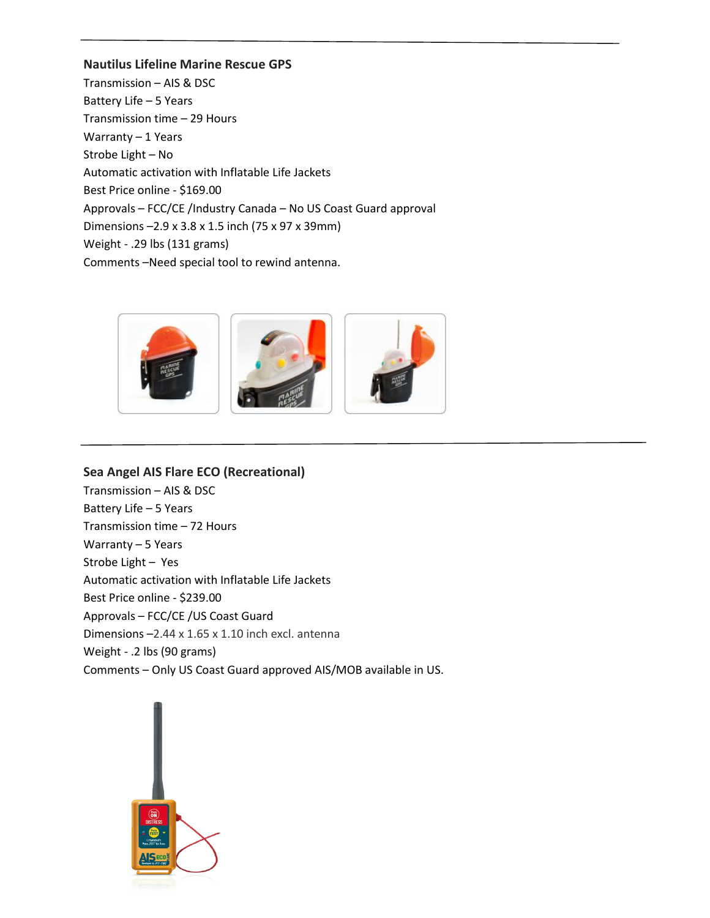---

**Nautilus Lifeline Marine Rescue GPS**

Transmission – AIS & DSC
Battery Life – 5 Years
Transmission time – 29 Hours
Warranty – 1 Years
Strobe Light – No
Automatic activation with Inflatable Life Jackets
Best Price online - $169.00
Approvals – FCC/CE /Industry Canada – No US Coast Guard approval
Dimensions –2.9 x 3.8 x 1.5 inch (75 x 97 x 39mm)
Weight - .29 lbs (131 grams)
Comments –Need special tool to rewind antenna.

---

**Sea Angel AIS Flare ECO (Recreational)**

Transmission – AIS & DSC
Battery Life – 5 Years
Transmission time – 72 Hours
Warranty – 5 Years
Strobe Light – Yes
Automatic activation with Inflatable Life Jackets
Best Price online - $239.00
Approvals – FCC/CE /US Coast Guard
Dimensions –2.44 x 1.65 x 1.10 inch excl. antenna
Weight - .2 lbs (90 grams)
Comments – Only US Coast Guard approved AIS/MOB available in US.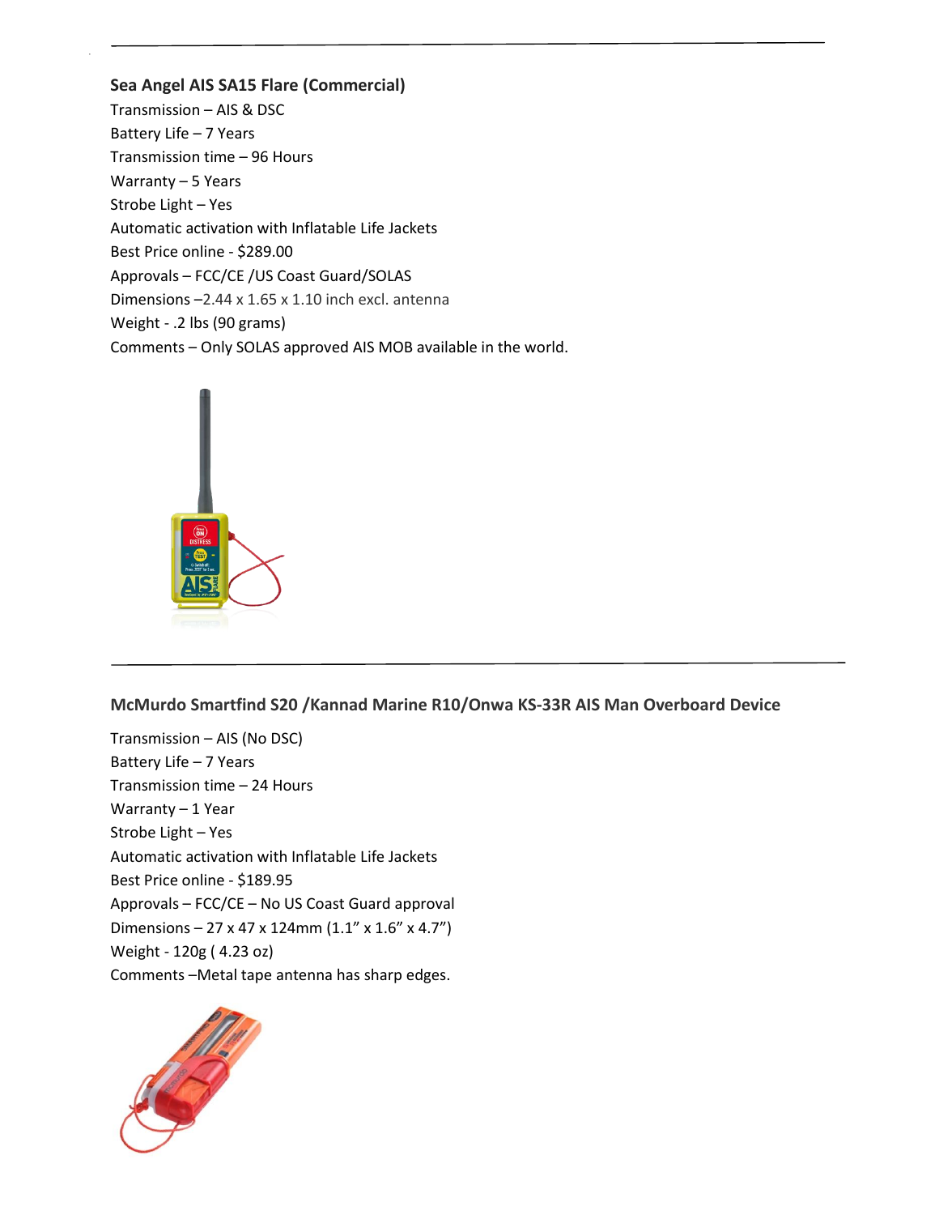---

**Sea Angel AIS SA15 Flare (Commercial)**

Transmission – AIS & DSC
Battery Life – 7 Years
Transmission time – 96 Hours
Warranty – 5 Years
Strobe Light – Yes
Automatic activation with Inflatable Life Jackets
Best Price online - $289.00
Approvals – FCC/CE /US Coast Guard/SOLAS
Dimensions –2.44 x 1.65 x 1.10 inch excl. antenna
Weight - .2 lbs (90 grams)
Comments – Only SOLAS approved AIS MOB available in the world.

---

**McMurdo Smartfind S20 /Kannad Marine R10/Onwa KS-33R AIS Man Overboard Device**

Transmission – AIS (No DSC)
Battery Life – 7 Years
Transmission time – 24 Hours
Warranty – 1 Year
Strobe Light – Yes
Automatic activation with Inflatable Life Jackets
Best Price online - $189.95
Approvals – FCC/CE – No US Coast Guard approval
Dimensions – 27 x 47 x 124mm (1.1" x 1.6" x 4.7")
Weight - 120g ( 4.23 oz)
Comments –Metal tape antenna has sharp edges.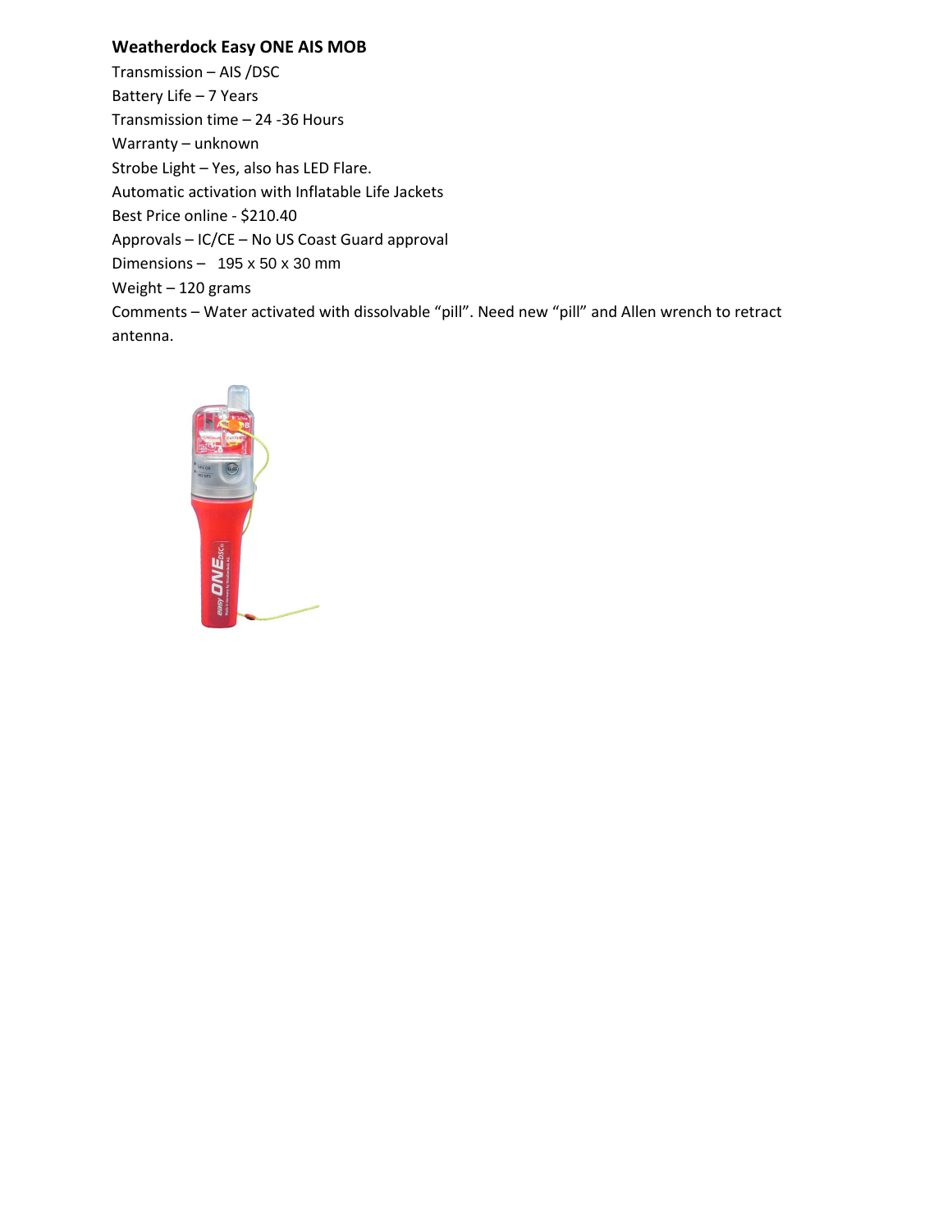**Weatherdock Easy ONE AIS MOB**

Transmission – AIS /DSC

Battery Life – 7 Years

Transmission time – 24 -36 Hours

Warranty – unknown

Strobe Light – Yes, also has LED Flare.

Automatic activation with Inflatable Life Jackets

Best Price online - $210.40

Approvals – IC/CE – No US Coast Guard approval

Dimensions – 195 x 50 x 30 mm

Weight – 120 grams

Comments – Water activated with dissolvable "pill". Need new "pill" and Allen wrench to retract antenna.